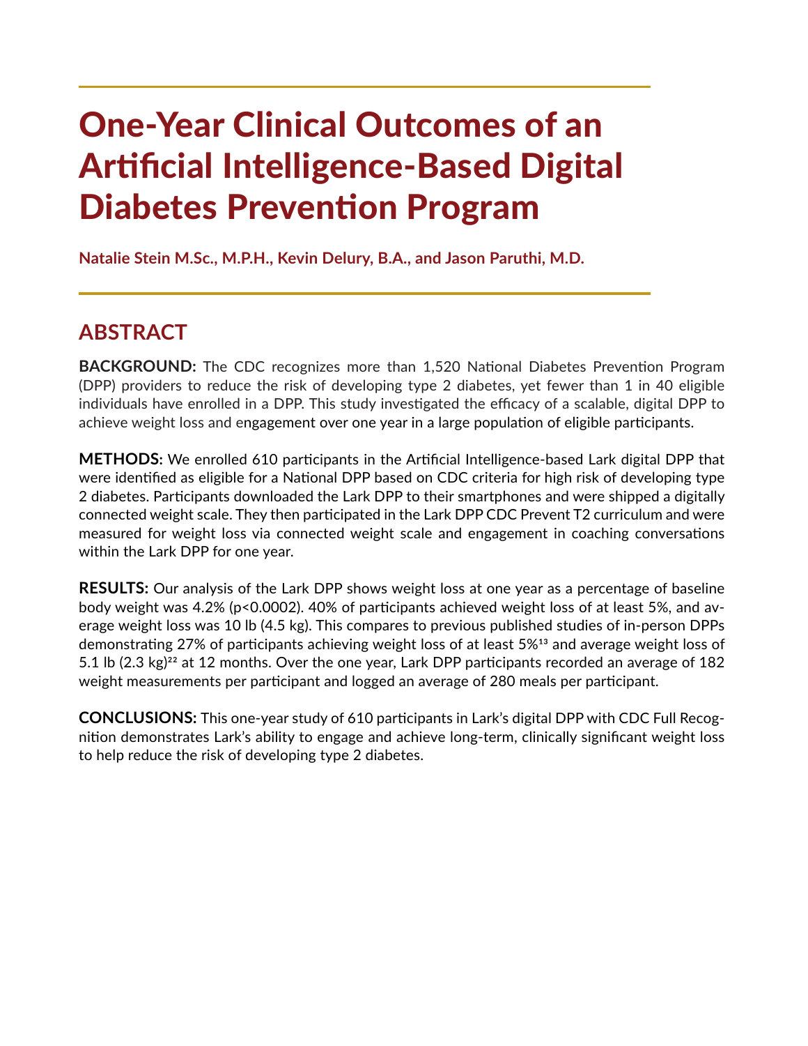# One-Year Clinical Outcomes of an Artificial Intelligence-Based Digital Diabetes Prevention Program

**Natalie Stein M.Sc., M.P.H., Kevin Delury, B.A., and Jason Paruthi, M.D.**

## ABSTRACT

**BACKGROUND:** The CDC recognizes more than 1,520 National Diabetes Prevention Program (DPP) providers to reduce the risk of developing type 2 diabetes, yet fewer than 1 in 40 eligible individuals have enrolled in a DPP. This study investigated the efficacy of a scalable, digital DPP to achieve weight loss and engagement over one year in a large population of eligible participants.

**METHODS:** We enrolled 610 participants in the Artificial Intelligence-based Lark digital DPP that were identified as eligible for a National DPP based on CDC criteria for high risk of developing type 2 diabetes. Participants downloaded the Lark DPP to their smartphones and were shipped a digitally connected weight scale. They then participated in the Lark DPP CDC Prevent T2 curriculum and were measured for weight loss via connected weight scale and engagement in coaching conversations within the Lark DPP for one year.

**RESULTS:** Our analysis of the Lark DPP shows weight loss at one year as a percentage of baseline body weight was 4.2% ($p<0.0002$). 40% of participants achieved weight loss of at least 5%, and average weight loss was 10 lb (4.5 kg). This compares to previous published studies of in-person DPPs demonstrating 27% of participants achieving weight loss of at least 5%[13] and average weight loss of 5.1 lb (2.3 kg)[22] at 12 months. Over the one year, Lark DPP participants recorded an average of 182 weight measurements per participant and logged an average of 280 meals per participant.

**CONCLUSIONS:** This one-year study of 610 participants in Lark's digital DPP with CDC Full Recognition demonstrates Lark's ability to engage and achieve long-term, clinically significant weight loss to help reduce the risk of developing type 2 diabetes.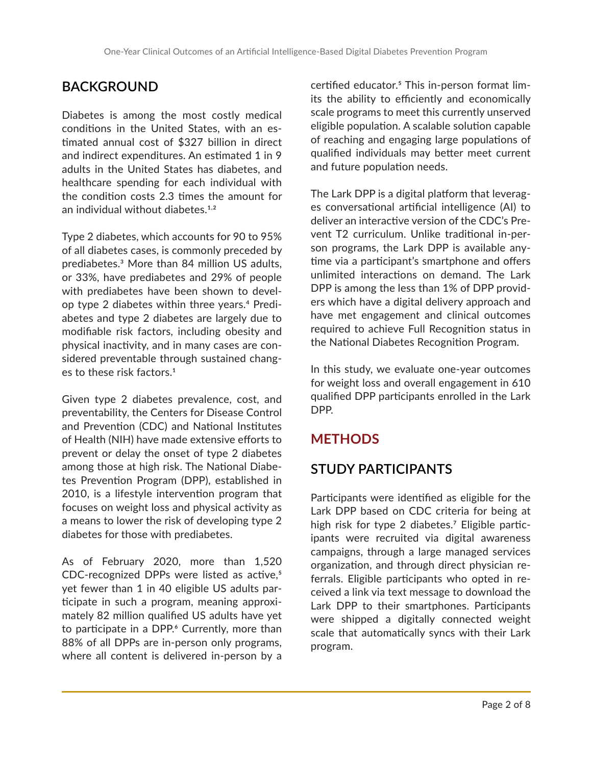## BACKGROUND

Diabetes is among the most costly medical conditions in the United States, with an estimated annual cost of $327 billion in direct and indirect expenditures. An estimated 1 in 9 adults in the United States has diabetes, and healthcare spending for each individual with the condition costs 2.3 times the amount for an individual without diabetes.[1,2]

Type 2 diabetes, which accounts for 90 to 95% of all diabetes cases, is commonly preceded by prediabetes.[3] More than 84 million US adults, or 33%, have prediabetes and 29% of people with prediabetes have been shown to develop type 2 diabetes within three years.[4] Prediabetes and type 2 diabetes are largely due to modifiable risk factors, including obesity and physical inactivity, and in many cases are considered preventable through sustained changes to these risk factors.[1]

Given type 2 diabetes prevalence, cost, and preventability, the Centers for Disease Control and Prevention (CDC) and National Institutes of Health (NIH) have made extensive efforts to prevent or delay the onset of type 2 diabetes among those at high risk. The National Diabetes Prevention Program (DPP), established in 2010, is a lifestyle intervention program that focuses on weight loss and physical activity as a means to lower the risk of developing type 2 diabetes for those with prediabetes.

As of February 2020, more than 1,520 CDC-recognized DPPs were listed as active,[5] yet fewer than 1 in 40 eligible US adults participate in such a program, meaning approximately 82 million qualified US adults have yet to participate in a DPP.[6] Currently, more than 88% of all DPPs are in-person only programs, where all content is delivered in-person by a certified educator.[5] This in-person format limits the ability to efficiently and economically scale programs to meet this currently unserved eligible population. A scalable solution capable of reaching and engaging large populations of qualified individuals may better meet current and future population needs.

The Lark DPP is a digital platform that leverages conversational artificial intelligence (AI) to deliver an interactive version of the CDC's Prevent T2 curriculum. Unlike traditional in-person programs, the Lark DPP is available anytime via a participant's smartphone and offers unlimited interactions on demand. The Lark DPP is among the less than 1% of DPP providers which have a digital delivery approach and have met engagement and clinical outcomes required to achieve Full Recognition status in the National Diabetes Recognition Program.

In this study, we evaluate one-year outcomes for weight loss and overall engagement in 610 qualified DPP participants enrolled in the Lark DPP.

## METHODS

## STUDY PARTICIPANTS

Participants were identified as eligible for the Lark DPP based on CDC criteria for being at high risk for type 2 diabetes.[7] Eligible participants were recruited via digital awareness campaigns, through a large managed services organization, and through direct physician referrals. Eligible participants who opted in received a link via text message to download the Lark DPP to their smartphones. Participants were shipped a digitally connected weight scale that automatically syncs with their Lark program.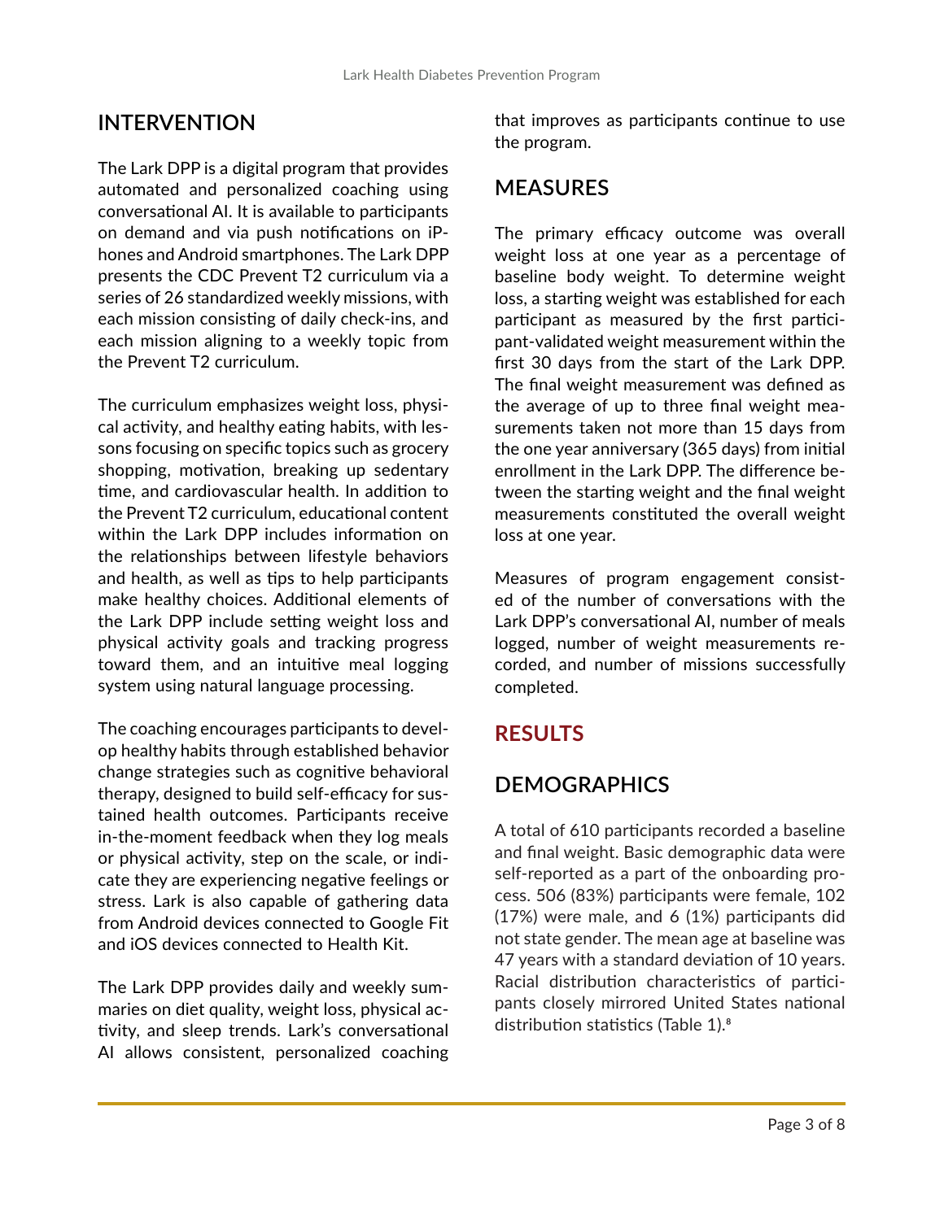## INTERVENTION

The Lark DPP is a digital program that provides automated and personalized coaching using conversational AI. It is available to participants on demand and via push notifications on iPhones and Android smartphones. The Lark DPP presents the CDC Prevent T2 curriculum via a series of 26 standardized weekly missions, with each mission consisting of daily check-ins, and each mission aligning to a weekly topic from the Prevent T2 curriculum.

The curriculum emphasizes weight loss, physical activity, and healthy eating habits, with lessons focusing on specific topics such as grocery shopping, motivation, breaking up sedentary time, and cardiovascular health. In addition to the Prevent T2 curriculum, educational content within the Lark DPP includes information on the relationships between lifestyle behaviors and health, as well as tips to help participants make healthy choices. Additional elements of the Lark DPP include setting weight loss and physical activity goals and tracking progress toward them, and an intuitive meal logging system using natural language processing.

The coaching encourages participants to develop healthy habits through established behavior change strategies such as cognitive behavioral therapy, designed to build self-efficacy for sustained health outcomes. Participants receive in-the-moment feedback when they log meals or physical activity, step on the scale, or indicate they are experiencing negative feelings or stress. Lark is also capable of gathering data from Android devices connected to Google Fit and iOS devices connected to Health Kit.

The Lark DPP provides daily and weekly summaries on diet quality, weight loss, physical activity, and sleep trends. Lark's conversational AI allows consistent, personalized coaching that improves as participants continue to use the program.

## MEASURES

The primary efficacy outcome was overall weight loss at one year as a percentage of baseline body weight. To determine weight loss, a starting weight was established for each participant as measured by the first participant-validated weight measurement within the first 30 days from the start of the Lark DPP. The final weight measurement was defined as the average of up to three final weight measurements taken not more than 15 days from the one year anniversary (365 days) from initial enrollment in the Lark DPP. The difference between the starting weight and the final weight measurements constituted the overall weight loss at one year.

Measures of program engagement consisted of the number of conversations with the Lark DPP's conversational AI, number of meals logged, number of weight measurements recorded, and number of missions successfully completed.

# RESULTS

## DEMOGRAPHICS

A total of 610 participants recorded a baseline and final weight. Basic demographic data were self-reported as a part of the onboarding process. 506 (83%) participants were female, 102 (17%) were male, and 6 (1%) participants did not state gender. The mean age at baseline was 47 years with a standard deviation of 10 years. Racial distribution characteristics of participants closely mirrored United States national distribution statistics (Table 1).[8]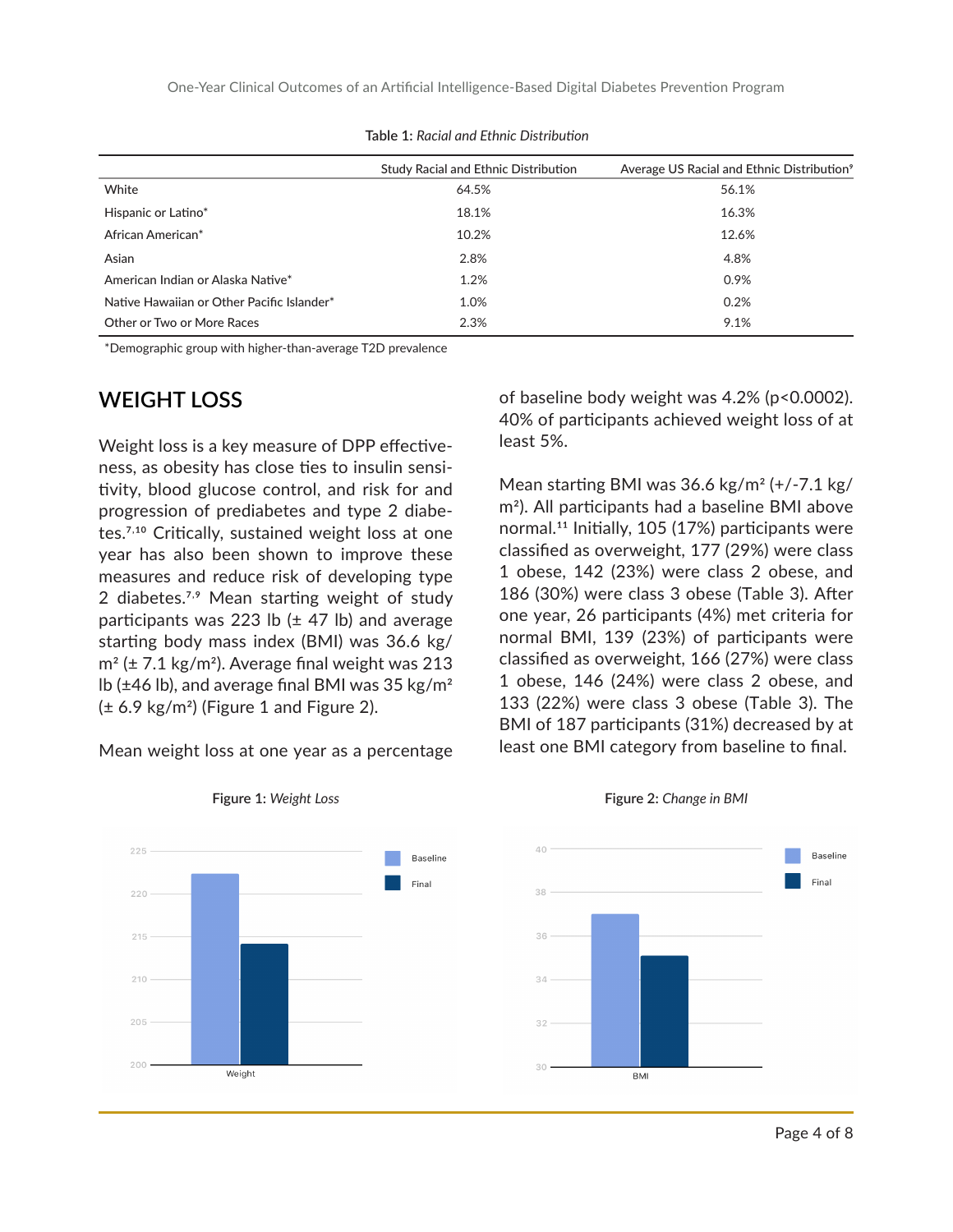**Table 1:** *Racial and Ethnic Distribution*

| | Study Racial and Ethnic Distribution | Average US Racial and Ethnic Distribution[9] |
|---|---|---|
| White | 64.5% | 56.1% |
| Hispanic or Latino* | 18.1% | 16.3% |
| African American* | 10.2% | 12.6% |
| Asian | 2.8% | 4.8% |
| American Indian or Alaska Native* | 1.2% | 0.9% |
| Native Hawaiian or Other Pacific Islander* | 1.0% | 0.2% |
| Other or Two or More Races | 2.3% | 9.1% |

*Demographic group with higher-than-average T2D prevalence

## WEIGHT LOSS

Weight loss is a key measure of DPP effectiveness, as obesity has close ties to insulin sensitivity, blood glucose control, and risk for and progression of prediabetes and type 2 diabetes.[7,10] Critically, sustained weight loss at one year has also been shown to improve these measures and reduce risk of developing type 2 diabetes.[7,9] Mean starting weight of study participants was 223 lb (± 47 lb) and average starting body mass index (BMI) was 36.6 kg/m² (± 7.1 kg/m²). Average final weight was 213 lb (±46 lb), and average final BMI was 35 kg/m² (± 6.9 kg/m²) (Figure 1 and Figure 2).

Mean weight loss at one year as a percentage of baseline body weight was 4.2% ($p<0.0002$). 40% of participants achieved weight loss of at least 5%.

Mean starting BMI was 36.6 kg/m² (+/-7.1 kg/m²). All participants had a baseline BMI above normal.[11] Initially, 105 (17%) participants were classified as overweight, 177 (29%) were class 1 obese, 142 (23%) were class 2 obese, and 186 (30%) were class 3 obese (Table 3). After one year, 26 participants (4%) met criteria for normal BMI, 139 (23%) of participants were classified as overweight, 166 (27%) were class 1 obese, 146 (24%) were class 2 obese, and 133 (22%) were class 3 obese (Table 3). The BMI of 187 participants (31%) decreased by at least one BMI category from baseline to final.

**Figure 1:** *Weight Loss*

**Figure 2:** *Change in BMI*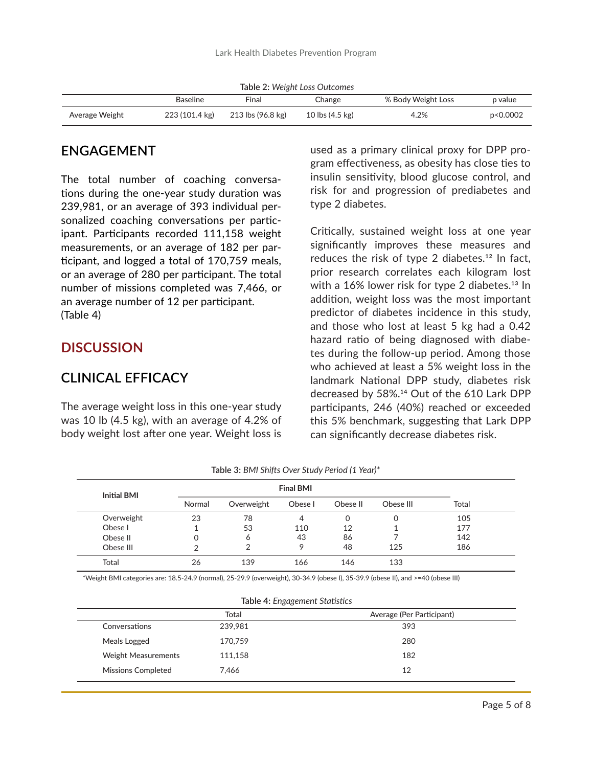Table 2: *Weight Loss Outcomes*

| | Baseline | Final | Change | % Body Weight Loss | p value |
|---|---|---|---|---|---|
| Average Weight | 223 (101.4 kg) | 213 lbs (96.8 kg) | 10 lbs (4.5 kg) | 4.2% | p<0.0002 |

## ENGAGEMENT

The total number of coaching conversations during the one-year study duration was 239,981, or an average of 393 individual personalized coaching conversations per participant. Participants recorded 111,158 weight measurements, or an average of 182 per participant, and logged a total of 170,759 meals, or an average of 280 per participant. The total number of missions completed was 7,466, or an average number of 12 per participant.
(Table 4)

## DISCUSSION

## CLINICAL EFFICACY

The average weight loss in this one-year study was 10 lb (4.5 kg), with an average of 4.2% of body weight lost after one year. Weight loss is used as a primary clinical proxy for DPP program effectiveness, as obesity has close ties to insulin sensitivity, blood glucose control, and risk for and progression of prediabetes and type 2 diabetes.

Critically, sustained weight loss at one year significantly improves these measures and reduces the risk of type 2 diabetes.[12] In fact, prior research correlates each kilogram lost with a 16% lower risk for type 2 diabetes.[13] In addition, weight loss was the most important predictor of diabetes incidence in this study, and those who lost at least 5 kg had a 0.42 hazard ratio of being diagnosed with diabetes during the follow-up period. Among those who achieved at least a 5% weight loss in the landmark National DPP study, diabetes risk decreased by 58%.[14] Out of the 610 Lark DPP participants, 246 (40%) reached or exceeded this 5% benchmark, suggesting that Lark DPP can significantly decrease diabetes risk.

Table 3: *BMI Shifts Over Study Period (1 Year)**

| Initial BMI | Final BMI | | | | | |
|---|---|---|---|---|---|---|
| | Normal | Overweight | Obese I | Obese II | Obese III | Total |
| Overweight | 23 | 78 | 4 | 0 | 0 | 105 |
| Obese I | 1 | 53 | 110 | 12 | 1 | 177 |
| Obese II | 0 | 6 | 43 | 86 | 7 | 142 |
| Obese III | 2 | 2 | 9 | 48 | 125 | 186 |
| Total | 26 | 139 | 166 | 146 | 133 | |

*Weight BMI categories are: 18.5-24.9 (normal), 25-29.9 (overweight), 30-34.9 (obese I), 35-39.9 (obese II), and >=40 (obese III)

Table 4: *Engagement Statistics*

| | Total | Average (Per Participant) |
|---|---|---|
| Conversations | 239,981 | 393 |
| Meals Logged | 170,759 | 280 |
| Weight Measurements | 111,158 | 182 |
| Missions Completed | 7,466 | 12 |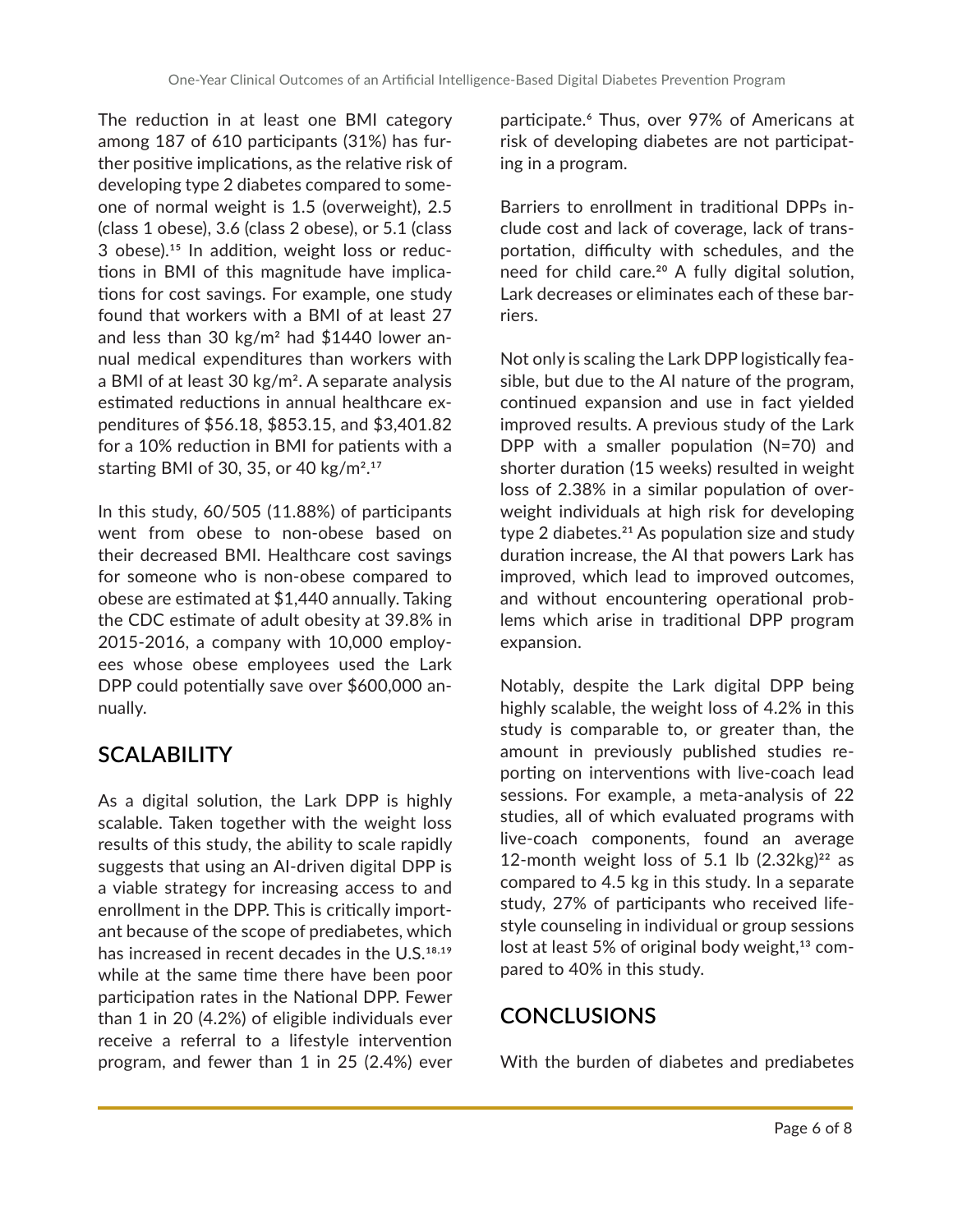The reduction in at least one BMI category among 187 of 610 participants (31%) has further positive implications, as the relative risk of developing type 2 diabetes compared to someone of normal weight is 1.5 (overweight), 2.5 (class 1 obese), 3.6 (class 2 obese), or 5.1 (class 3 obese).[15] In addition, weight loss or reductions in BMI of this magnitude have implications for cost savings. For example, one study found that workers with a BMI of at least 27 and less than 30 kg/m² had $1440 lower annual medical expenditures than workers with a BMI of at least 30 kg/m². A separate analysis estimated reductions in annual healthcare expenditures of $56.18, $853.15, and $3,401.82 for a 10% reduction in BMI for patients with a starting BMI of 30, 35, or 40 kg/m².[17]

In this study, 60/505 (11.88%) of participants went from obese to non-obese based on their decreased BMI. Healthcare cost savings for someone who is non-obese compared to obese are estimated at $1,440 annually. Taking the CDC estimate of adult obesity at 39.8% in 2015-2016, a company with 10,000 employees whose obese employees used the Lark DPP could potentially save over $600,000 annually.

## SCALABILITY

As a digital solution, the Lark DPP is highly scalable. Taken together with the weight loss results of this study, the ability to scale rapidly suggests that using an AI-driven digital DPP is a viable strategy for increasing access to and enrollment in the DPP. This is critically important because of the scope of prediabetes, which has increased in recent decades in the U.S.[18,19] while at the same time there have been poor participation rates in the National DPP. Fewer than 1 in 20 (4.2%) of eligible individuals ever receive a referral to a lifestyle intervention program, and fewer than 1 in 25 (2.4%) ever participate.[6] Thus, over 97% of Americans at risk of developing diabetes are not participating in a program.

Barriers to enrollment in traditional DPPs include cost and lack of coverage, lack of transportation, difficulty with schedules, and the need for child care.[20] A fully digital solution, Lark decreases or eliminates each of these barriers.

Not only is scaling the Lark DPP logistically feasible, but due to the AI nature of the program, continued expansion and use in fact yielded improved results. A previous study of the Lark DPP with a smaller population (N=70) and shorter duration (15 weeks) resulted in weight loss of 2.38% in a similar population of overweight individuals at high risk for developing type 2 diabetes.[21] As population size and study duration increase, the AI that powers Lark has improved, which lead to improved outcomes, and without encountering operational problems which arise in traditional DPP program expansion.

Notably, despite the Lark digital DPP being highly scalable, the weight loss of 4.2% in this study is comparable to, or greater than, the amount in previously published studies reporting on interventions with live-coach lead sessions. For example, a meta-analysis of 22 studies, all of which evaluated programs with live-coach components, found an average 12-month weight loss of 5.1 lb (2.32kg)[22] as compared to 4.5 kg in this study. In a separate study, 27% of participants who received lifestyle counseling in individual or group sessions lost at least 5% of original body weight,[13] compared to 40% in this study.

## CONCLUSIONS

With the burden of diabetes and prediabetes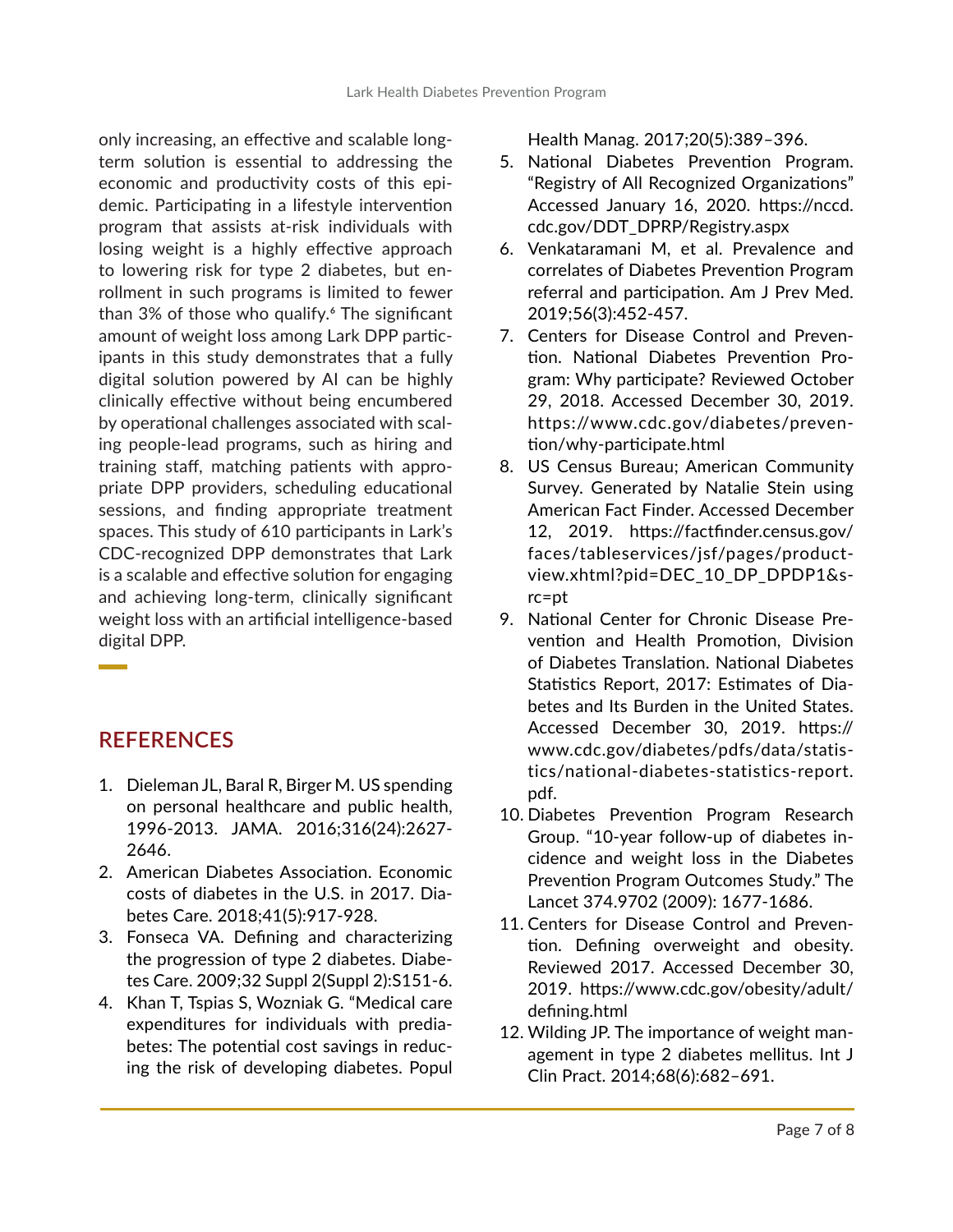only increasing, an effective and scalable long-term solution is essential to addressing the economic and productivity costs of this epidemic. Participating in a lifestyle intervention program that assists at-risk individuals with losing weight is a highly effective approach to lowering risk for type 2 diabetes, but enrollment in such programs is limited to fewer than 3% of those who qualify.[6] The significant amount of weight loss among Lark DPP participants in this study demonstrates that a fully digital solution powered by AI can be highly clinically effective without being encumbered by operational challenges associated with scaling people-lead programs, such as hiring and training staff, matching patients with appropriate DPP providers, scheduling educational sessions, and finding appropriate treatment spaces. This study of 610 participants in Lark's CDC-recognized DPP demonstrates that Lark is a scalable and effective solution for engaging and achieving long-term, clinically significant weight loss with an artificial intelligence-based digital DPP.

## REFERENCES

1. Dieleman JL, Baral R, Birger M. US spending on personal healthcare and public health, 1996-2013. JAMA. 2016;316(24):2627-2646.
2. American Diabetes Association. Economic costs of diabetes in the U.S. in 2017. Diabetes Care. 2018;41(5):917-928.
3. Fonseca VA. Defining and characterizing the progression of type 2 diabetes. Diabetes Care. 2009;32 Suppl 2(Suppl 2):S151-6.
4. Khan T, Tspias S, Wozniak G. "Medical care expenditures for individuals with prediabetes: The potential cost savings in reducing the risk of developing diabetes. Popul Health Manag. 2017;20(5):389–396.
5. National Diabetes Prevention Program. "Registry of All Recognized Organizations" Accessed January 16, 2020. https://nccd.cdc.gov/DDT_DPRP/Registry.aspx
6. Venkataramani M, et al. Prevalence and correlates of Diabetes Prevention Program referral and participation. Am J Prev Med. 2019;56(3):452-457.
7. Centers for Disease Control and Prevention. National Diabetes Prevention Program: Why participate? Reviewed October 29, 2018. Accessed December 30, 2019. https://www.cdc.gov/diabetes/prevention/why-participate.html
8. US Census Bureau; American Community Survey. Generated by Natalie Stein using American Fact Finder. Accessed December 12, 2019. https://factfinder.census.gov/faces/tableservices/jsf/pages/productview.xhtml?pid=DEC_10_DP_DPDP1&src=pt
9. National Center for Chronic Disease Prevention and Health Promotion, Division of Diabetes Translation. National Diabetes Statistics Report, 2017: Estimates of Diabetes and Its Burden in the United States. Accessed December 30, 2019. https://www.cdc.gov/diabetes/pdfs/data/statistics/national-diabetes-statistics-report.pdf.
10. Diabetes Prevention Program Research Group. "10-year follow-up of diabetes incidence and weight loss in the Diabetes Prevention Program Outcomes Study." The Lancet 374.9702 (2009): 1677-1686.
11. Centers for Disease Control and Prevention. Defining overweight and obesity. Reviewed 2017. Accessed December 30, 2019. https://www.cdc.gov/obesity/adult/defining.html
12. Wilding JP. The importance of weight management in type 2 diabetes mellitus. Int J Clin Pract. 2014;68(6):682–691.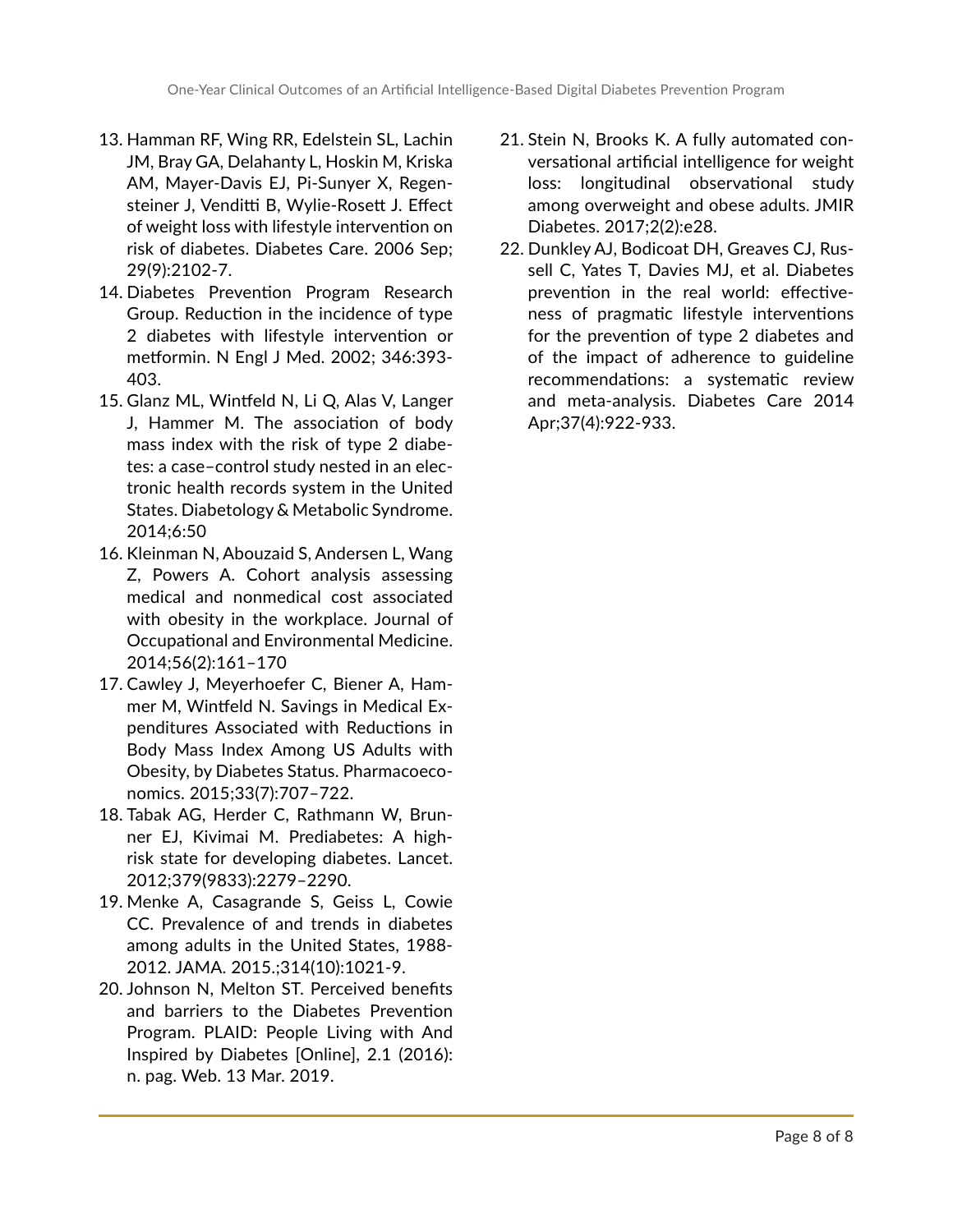13. Hamman RF, Wing RR, Edelstein SL, Lachin JM, Bray GA, Delahanty L, Hoskin M, Kriska AM, Mayer-Davis EJ, Pi-Sunyer X, Regensteiner J, Venditti B, Wylie-Rosett J. Effect of weight loss with lifestyle intervention on risk of diabetes. Diabetes Care. 2006 Sep; 29(9):2102-7.
14. Diabetes Prevention Program Research Group. Reduction in the incidence of type 2 diabetes with lifestyle intervention or metformin. N Engl J Med. 2002; 346:393-403.
15. Glanz ML, Wintfeld N, Li Q, Alas V, Langer J, Hammer M. The association of body mass index with the risk of type 2 diabetes: a case–control study nested in an electronic health records system in the United States. Diabetology & Metabolic Syndrome. 2014;6:50
16. Kleinman N, Abouzaid S, Andersen L, Wang Z, Powers A. Cohort analysis assessing medical and nonmedical cost associated with obesity in the workplace. Journal of Occupational and Environmental Medicine. 2014;56(2):161–170
17. Cawley J, Meyerhoefer C, Biener A, Hammer M, Wintfeld N. Savings in Medical Expenditures Associated with Reductions in Body Mass Index Among US Adults with Obesity, by Diabetes Status. Pharmacoeconomics. 2015;33(7):707–722.
18. Tabak AG, Herder C, Rathmann W, Brunner EJ, Kivimai M. Prediabetes: A high-risk state for developing diabetes. Lancet. 2012;379(9833):2279–2290.
19. Menke A, Casagrande S, Geiss L, Cowie CC. Prevalence of and trends in diabetes among adults in the United States, 1988-2012. JAMA. 2015.;314(10):1021-9.
20. Johnson N, Melton ST. Perceived benefits and barriers to the Diabetes Prevention Program. PLAID: People Living with And Inspired by Diabetes [Online], 2.1 (2016): n. pag. Web. 13 Mar. 2019.
21. Stein N, Brooks K. A fully automated conversational artificial intelligence for weight loss: longitudinal observational study among overweight and obese adults. JMIR Diabetes. 2017;2(2):e28.
22. Dunkley AJ, Bodicoat DH, Greaves CJ, Russell C, Yates T, Davies MJ, et al. Diabetes prevention in the real world: effectiveness of pragmatic lifestyle interventions for the prevention of type 2 diabetes and of the impact of adherence to guideline recommendations: a systematic review and meta-analysis. Diabetes Care 2014 Apr;37(4):922-933.